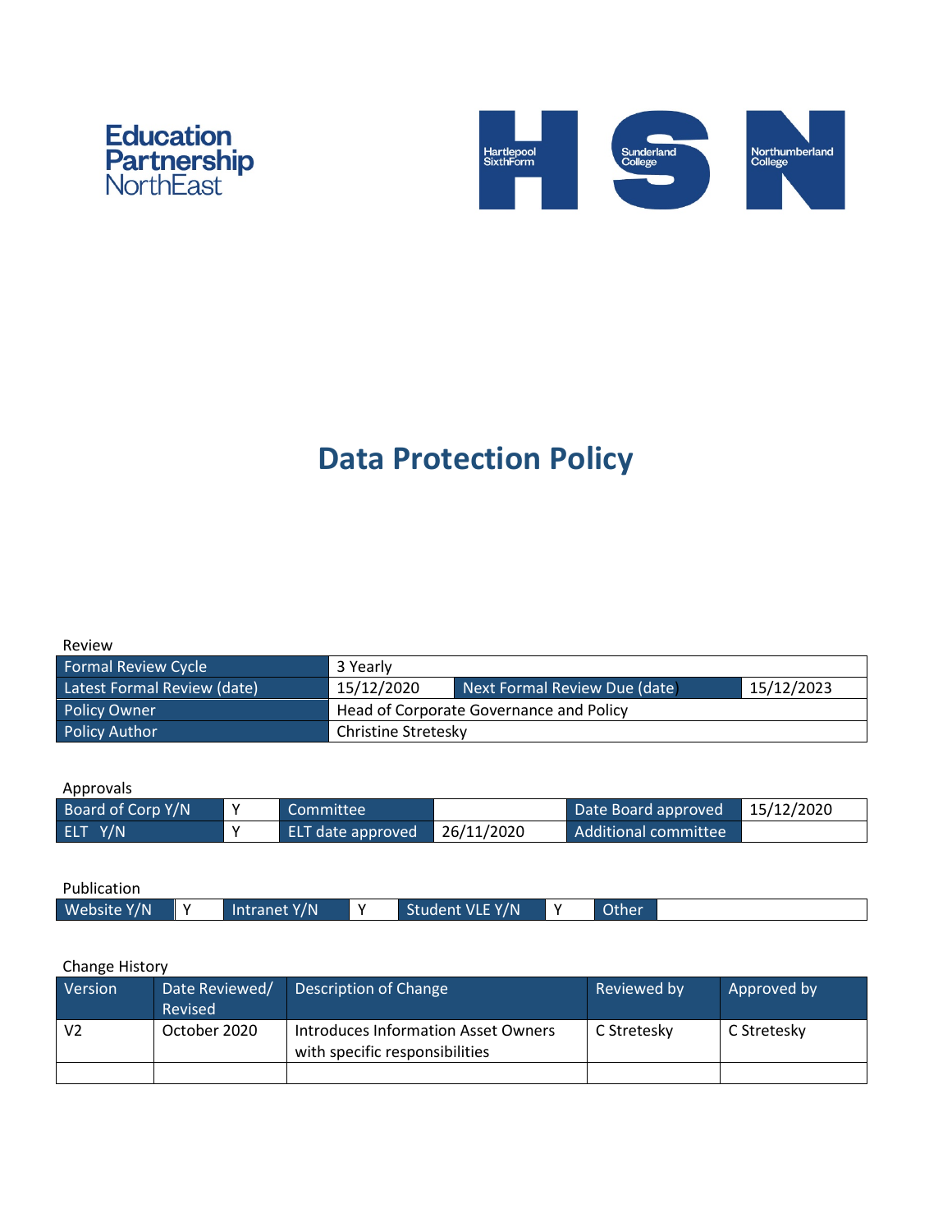Education Partnership NorthEast

Hartlepool SixthForm | Sunderland College | Northumberland College

# Data Protection Policy

Review

| Formal Review Cycle | 3 Yearly | | |
|---|---|---|---|
| Latest Formal Review (date) | 15/12/2020 | Next Formal Review Due (date) | 15/12/2023 |
| Policy Owner | Head of Corporate Governance and Policy | | |
| Policy Author | Christine Stretesky | | |

Approvals

| Board of Corp Y/N | Y | Committee | | Date Board approved | 15/12/2020 |
|---|---|---|---|---|---|
| ELT Y/N | Y | ELT date approved | 26/11/2020 | Additional committee | |

Publication

| Website Y/N | Y | Intranet Y/N | Y | Student VLE Y/N | Y | Other | |
|---|---|---|---|---|---|---|---|

Change History

| Version | Date Reviewed/ Revised | Description of Change | Reviewed by | Approved by |
|---|---|---|---|---|
| V2 | October 2020 | Introduces Information Asset Owners with specific responsibilities | C Stretesky | C Stretesky |
| | | | | |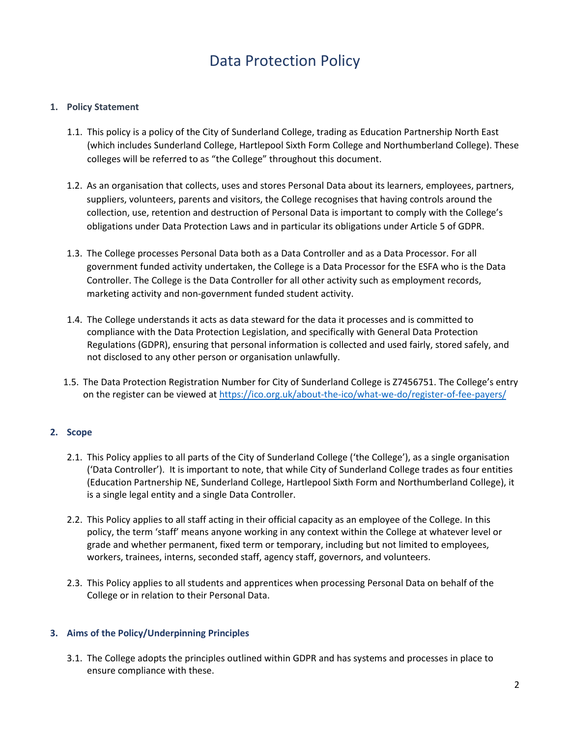# Data Protection Policy

## 1. Policy Statement

1.1. This policy is a policy of the City of Sunderland College, trading as Education Partnership North East (which includes Sunderland College, Hartlepool Sixth Form College and Northumberland College). These colleges will be referred to as "the College" throughout this document.

1.2. As an organisation that collects, uses and stores Personal Data about its learners, employees, partners, suppliers, volunteers, parents and visitors, the College recognises that having controls around the collection, use, retention and destruction of Personal Data is important to comply with the College's obligations under Data Protection Laws and in particular its obligations under Article 5 of GDPR.

1.3. The College processes Personal Data both as a Data Controller and as a Data Processor. For all government funded activity undertaken, the College is a Data Processor for the ESFA who is the Data Controller. The College is the Data Controller for all other activity such as employment records, marketing activity and non-government funded student activity.

1.4. The College understands it acts as data steward for the data it processes and is committed to compliance with the Data Protection Legislation, and specifically with General Data Protection Regulations (GDPR), ensuring that personal information is collected and used fairly, stored safely, and not disclosed to any other person or organisation unlawfully.

1.5. The Data Protection Registration Number for City of Sunderland College is Z7456751. The College's entry on the register can be viewed at [https://ico.org.uk/about-the-ico/what-we-do/register-of-fee-payers/](https://ico.org.uk/about-the-ico/what-we-do/register-of-fee-payers/)

## 2. Scope

2.1. This Policy applies to all parts of the City of Sunderland College ('the College'), as a single organisation ('Data Controller'). It is important to note, that while City of Sunderland College trades as four entities (Education Partnership NE, Sunderland College, Hartlepool Sixth Form and Northumberland College), it is a single legal entity and a single Data Controller.

2.2. This Policy applies to all staff acting in their official capacity as an employee of the College. In this policy, the term 'staff' means anyone working in any context within the College at whatever level or grade and whether permanent, fixed term or temporary, including but not limited to employees, workers, trainees, interns, seconded staff, agency staff, governors, and volunteers.

2.3. This Policy applies to all students and apprentices when processing Personal Data on behalf of the College or in relation to their Personal Data.

## 3. Aims of the Policy/Underpinning Principles

3.1. The College adopts the principles outlined within GDPR and has systems and processes in place to ensure compliance with these.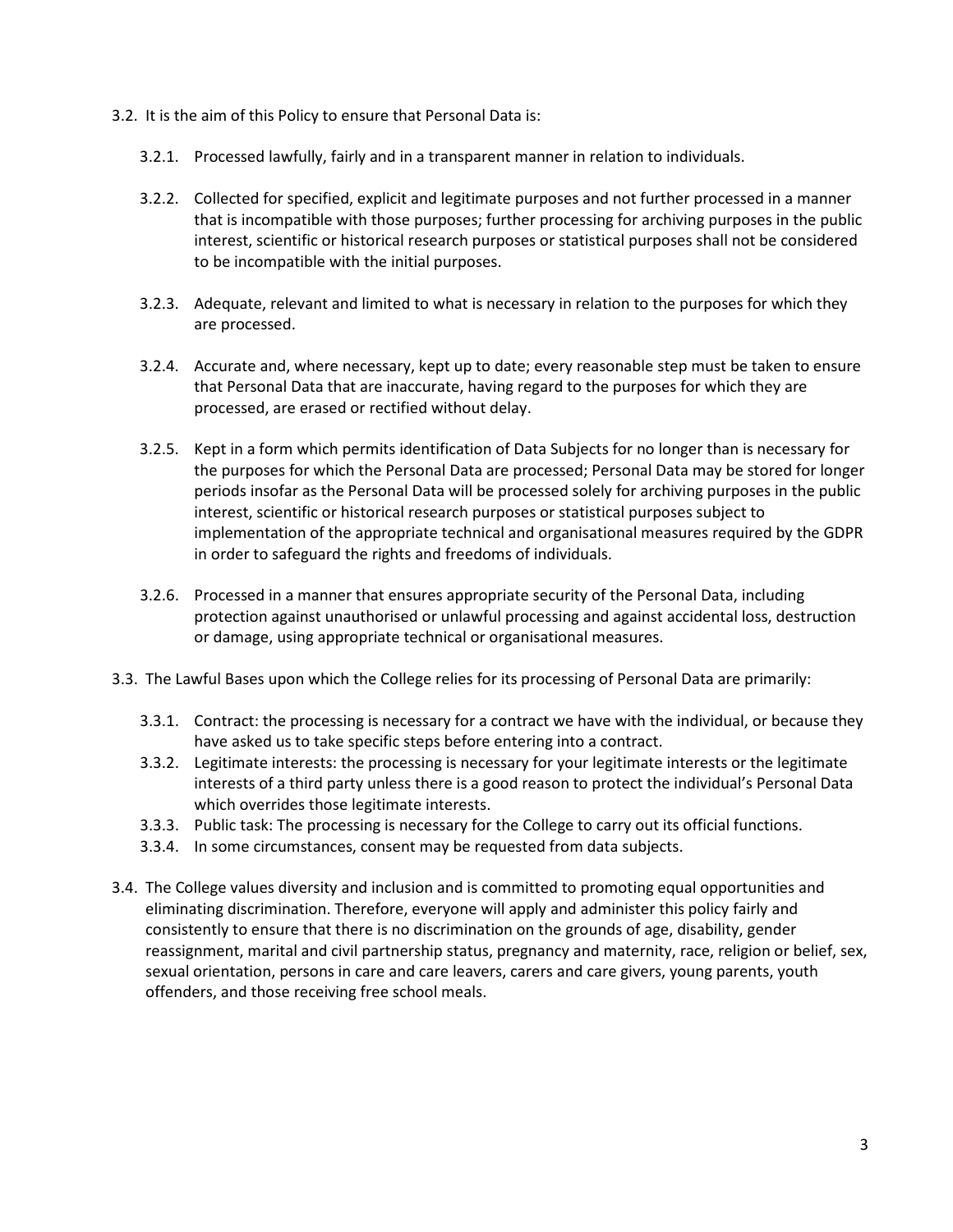3.2. It is the aim of this Policy to ensure that Personal Data is:

3.2.1. Processed lawfully, fairly and in a transparent manner in relation to individuals.

3.2.2. Collected for specified, explicit and legitimate purposes and not further processed in a manner that is incompatible with those purposes; further processing for archiving purposes in the public interest, scientific or historical research purposes or statistical purposes shall not be considered to be incompatible with the initial purposes.

3.2.3. Adequate, relevant and limited to what is necessary in relation to the purposes for which they are processed.

3.2.4. Accurate and, where necessary, kept up to date; every reasonable step must be taken to ensure that Personal Data that are inaccurate, having regard to the purposes for which they are processed, are erased or rectified without delay.

3.2.5. Kept in a form which permits identification of Data Subjects for no longer than is necessary for the purposes for which the Personal Data are processed; Personal Data may be stored for longer periods insofar as the Personal Data will be processed solely for archiving purposes in the public interest, scientific or historical research purposes or statistical purposes subject to implementation of the appropriate technical and organisational measures required by the GDPR in order to safeguard the rights and freedoms of individuals.

3.2.6. Processed in a manner that ensures appropriate security of the Personal Data, including protection against unauthorised or unlawful processing and against accidental loss, destruction or damage, using appropriate technical or organisational measures.

3.3. The Lawful Bases upon which the College relies for its processing of Personal Data are primarily:

3.3.1. Contract: the processing is necessary for a contract we have with the individual, or because they have asked us to take specific steps before entering into a contract.

3.3.2. Legitimate interests: the processing is necessary for your legitimate interests or the legitimate interests of a third party unless there is a good reason to protect the individual's Personal Data which overrides those legitimate interests.

3.3.3. Public task: The processing is necessary for the College to carry out its official functions.

3.3.4. In some circumstances, consent may be requested from data subjects.

3.4. The College values diversity and inclusion and is committed to promoting equal opportunities and eliminating discrimination. Therefore, everyone will apply and administer this policy fairly and consistently to ensure that there is no discrimination on the grounds of age, disability, gender reassignment, marital and civil partnership status, pregnancy and maternity, race, religion or belief, sex, sexual orientation, persons in care and care leavers, carers and care givers, young parents, youth offenders, and those receiving free school meals.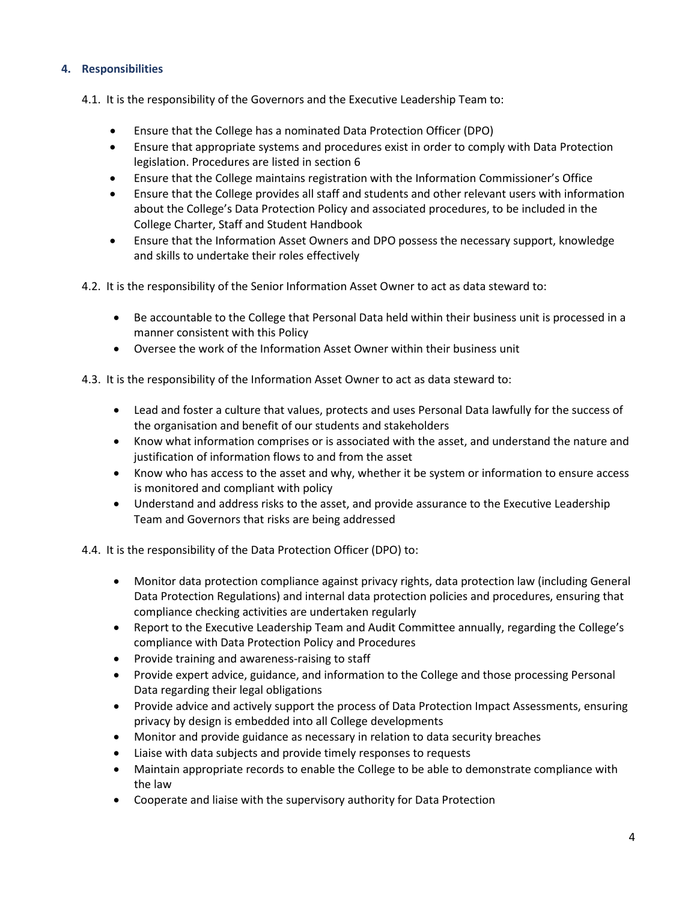## 4. Responsibilities

4.1. It is the responsibility of the Governors and the Executive Leadership Team to:

- Ensure that the College has a nominated Data Protection Officer (DPO)
- Ensure that appropriate systems and procedures exist in order to comply with Data Protection legislation. Procedures are listed in section 6
- Ensure that the College maintains registration with the Information Commissioner's Office
- Ensure that the College provides all staff and students and other relevant users with information about the College's Data Protection Policy and associated procedures, to be included in the College Charter, Staff and Student Handbook
- Ensure that the Information Asset Owners and DPO possess the necessary support, knowledge and skills to undertake their roles effectively

4.2. It is the responsibility of the Senior Information Asset Owner to act as data steward to:

- Be accountable to the College that Personal Data held within their business unit is processed in a manner consistent with this Policy
- Oversee the work of the Information Asset Owner within their business unit

4.3. It is the responsibility of the Information Asset Owner to act as data steward to:

- Lead and foster a culture that values, protects and uses Personal Data lawfully for the success of the organisation and benefit of our students and stakeholders
- Know what information comprises or is associated with the asset, and understand the nature and justification of information flows to and from the asset
- Know who has access to the asset and why, whether it be system or information to ensure access is monitored and compliant with policy
- Understand and address risks to the asset, and provide assurance to the Executive Leadership Team and Governors that risks are being addressed

4.4. It is the responsibility of the Data Protection Officer (DPO) to:

- Monitor data protection compliance against privacy rights, data protection law (including General Data Protection Regulations) and internal data protection policies and procedures, ensuring that compliance checking activities are undertaken regularly
- Report to the Executive Leadership Team and Audit Committee annually, regarding the College's compliance with Data Protection Policy and Procedures
- Provide training and awareness-raising to staff
- Provide expert advice, guidance, and information to the College and those processing Personal Data regarding their legal obligations
- Provide advice and actively support the process of Data Protection Impact Assessments, ensuring privacy by design is embedded into all College developments
- Monitor and provide guidance as necessary in relation to data security breaches
- Liaise with data subjects and provide timely responses to requests
- Maintain appropriate records to enable the College to be able to demonstrate compliance with the law
- Cooperate and liaise with the supervisory authority for Data Protection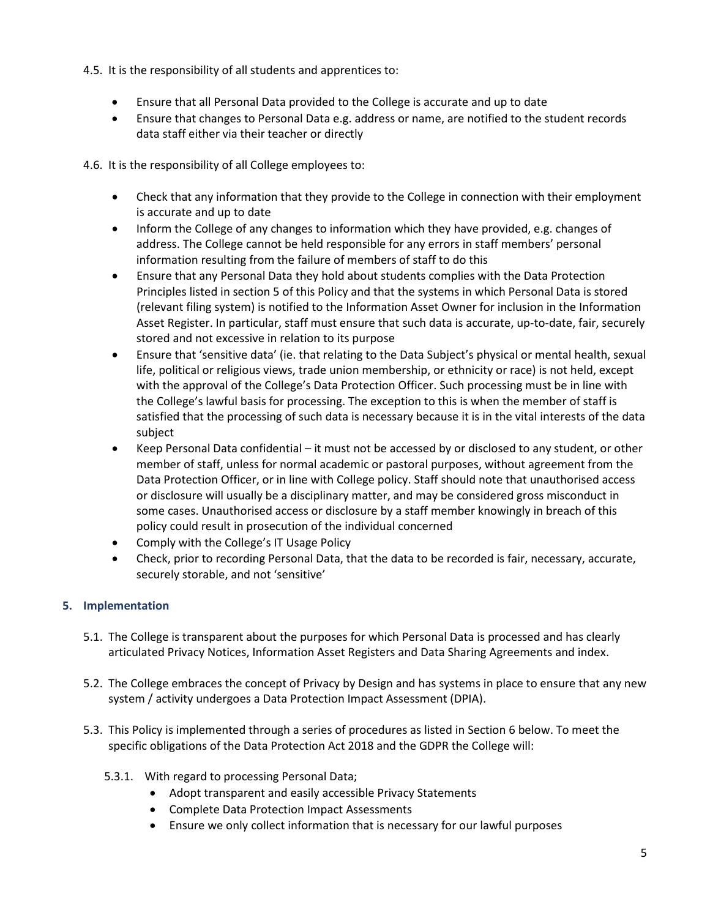4.5. It is the responsibility of all students and apprentices to:

- Ensure that all Personal Data provided to the College is accurate and up to date
- Ensure that changes to Personal Data e.g. address or name, are notified to the student records data staff either via their teacher or directly

4.6. It is the responsibility of all College employees to:

- Check that any information that they provide to the College in connection with their employment is accurate and up to date
- Inform the College of any changes to information which they have provided, e.g. changes of address. The College cannot be held responsible for any errors in staff members' personal information resulting from the failure of members of staff to do this
- Ensure that any Personal Data they hold about students complies with the Data Protection Principles listed in section 5 of this Policy and that the systems in which Personal Data is stored (relevant filing system) is notified to the Information Asset Owner for inclusion in the Information Asset Register. In particular, staff must ensure that such data is accurate, up-to-date, fair, securely stored and not excessive in relation to its purpose
- Ensure that 'sensitive data' (ie. that relating to the Data Subject's physical or mental health, sexual life, political or religious views, trade union membership, or ethnicity or race) is not held, except with the approval of the College's Data Protection Officer. Such processing must be in line with the College's lawful basis for processing. The exception to this is when the member of staff is satisfied that the processing of such data is necessary because it is in the vital interests of the data subject
- Keep Personal Data confidential – it must not be accessed by or disclosed to any student, or other member of staff, unless for normal academic or pastoral purposes, without agreement from the Data Protection Officer, or in line with College policy. Staff should note that unauthorised access or disclosure will usually be a disciplinary matter, and may be considered gross misconduct in some cases. Unauthorised access or disclosure by a staff member knowingly in breach of this policy could result in prosecution of the individual concerned
- Comply with the College's IT Usage Policy
- Check, prior to recording Personal Data, that the data to be recorded is fair, necessary, accurate, securely storable, and not 'sensitive'

## 5. Implementation

5.1. The College is transparent about the purposes for which Personal Data is processed and has clearly articulated Privacy Notices, Information Asset Registers and Data Sharing Agreements and index.

5.2. The College embraces the concept of Privacy by Design and has systems in place to ensure that any new system / activity undergoes a Data Protection Impact Assessment (DPIA).

5.3. This Policy is implemented through a series of procedures as listed in Section 6 below. To meet the specific obligations of the Data Protection Act 2018 and the GDPR the College will:

5.3.1. With regard to processing Personal Data;

- Adopt transparent and easily accessible Privacy Statements
- Complete Data Protection Impact Assessments
- Ensure we only collect information that is necessary for our lawful purposes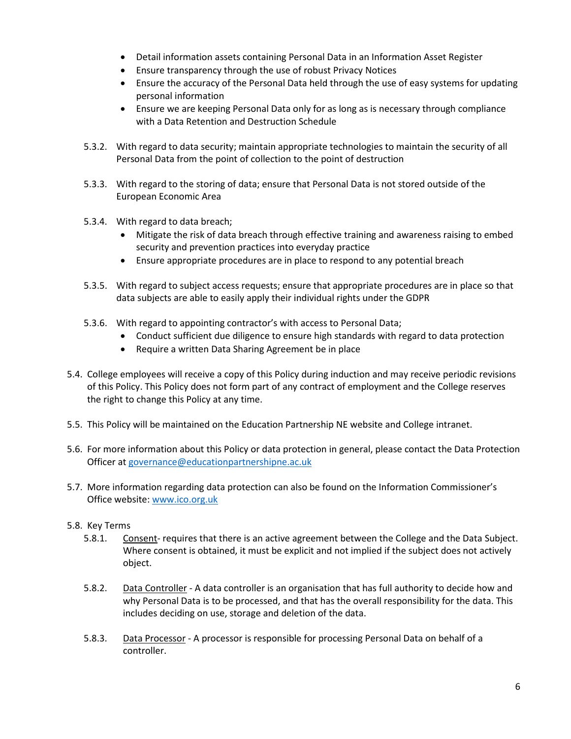- Detail information assets containing Personal Data in an Information Asset Register
- Ensure transparency through the use of robust Privacy Notices
- Ensure the accuracy of the Personal Data held through the use of easy systems for updating personal information
- Ensure we are keeping Personal Data only for as long as is necessary through compliance with a Data Retention and Destruction Schedule

5.3.2. With regard to data security; maintain appropriate technologies to maintain the security of all Personal Data from the point of collection to the point of destruction

5.3.3. With regard to the storing of data; ensure that Personal Data is not stored outside of the European Economic Area

5.3.4. With regard to data breach;
- Mitigate the risk of data breach through effective training and awareness raising to embed security and prevention practices into everyday practice
- Ensure appropriate procedures are in place to respond to any potential breach

5.3.5. With regard to subject access requests; ensure that appropriate procedures are in place so that data subjects are able to easily apply their individual rights under the GDPR

5.3.6. With regard to appointing contractor's with access to Personal Data;
- Conduct sufficient due diligence to ensure high standards with regard to data protection
- Require a written Data Sharing Agreement be in place

5.4. College employees will receive a copy of this Policy during induction and may receive periodic revisions of this Policy. This Policy does not form part of any contract of employment and the College reserves the right to change this Policy at any time.

5.5. This Policy will be maintained on the Education Partnership NE website and College intranet.

5.6. For more information about this Policy or data protection in general, please contact the Data Protection Officer at governance@educationpartnershipne.ac.uk

5.7. More information regarding data protection can also be found on the Information Commissioner's Office website: www.ico.org.uk

5.8. Key Terms

5.8.1. Consent- requires that there is an active agreement between the College and the Data Subject. Where consent is obtained, it must be explicit and not implied if the subject does not actively object.

5.8.2. Data Controller - A data controller is an organisation that has full authority to decide how and why Personal Data is to be processed, and that has the overall responsibility for the data. This includes deciding on use, storage and deletion of the data.

5.8.3. Data Processor - A processor is responsible for processing Personal Data on behalf of a controller.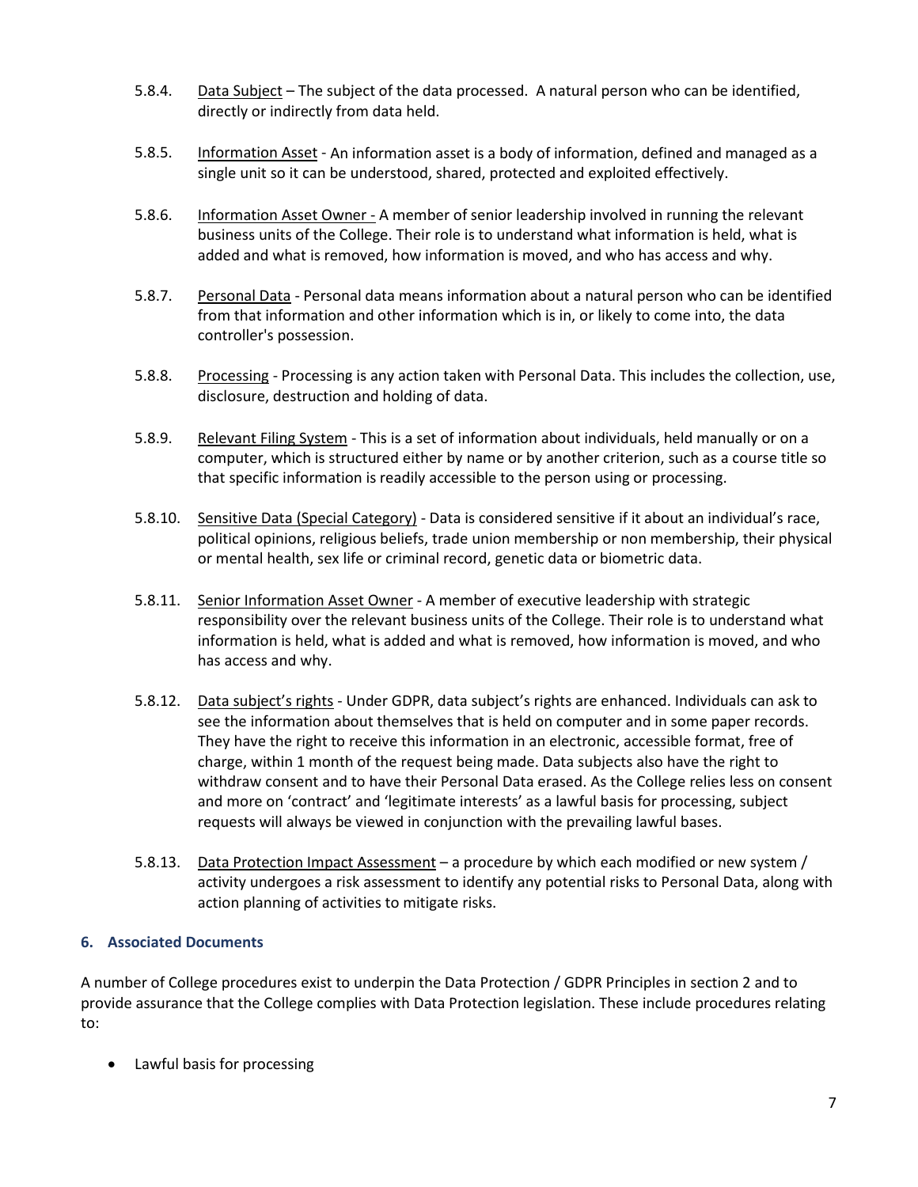5.8.4. Data Subject – The subject of the data processed. A natural person who can be identified, directly or indirectly from data held.

5.8.5. Information Asset - An information asset is a body of information, defined and managed as a single unit so it can be understood, shared, protected and exploited effectively.

5.8.6. Information Asset Owner - A member of senior leadership involved in running the relevant business units of the College. Their role is to understand what information is held, what is added and what is removed, how information is moved, and who has access and why.

5.8.7. Personal Data - Personal data means information about a natural person who can be identified from that information and other information which is in, or likely to come into, the data controller's possession.

5.8.8. Processing - Processing is any action taken with Personal Data. This includes the collection, use, disclosure, destruction and holding of data.

5.8.9. Relevant Filing System - This is a set of information about individuals, held manually or on a computer, which is structured either by name or by another criterion, such as a course title so that specific information is readily accessible to the person using or processing.

5.8.10. Sensitive Data (Special Category) - Data is considered sensitive if it about an individual's race, political opinions, religious beliefs, trade union membership or non membership, their physical or mental health, sex life or criminal record, genetic data or biometric data.

5.8.11. Senior Information Asset Owner - A member of executive leadership with strategic responsibility over the relevant business units of the College. Their role is to understand what information is held, what is added and what is removed, how information is moved, and who has access and why.

5.8.12. Data subject's rights - Under GDPR, data subject's rights are enhanced. Individuals can ask to see the information about themselves that is held on computer and in some paper records. They have the right to receive this information in an electronic, accessible format, free of charge, within 1 month of the request being made. Data subjects also have the right to withdraw consent and to have their Personal Data erased. As the College relies less on consent and more on 'contract' and 'legitimate interests' as a lawful basis for processing, subject requests will always be viewed in conjunction with the prevailing lawful bases.

5.8.13. Data Protection Impact Assessment – a procedure by which each modified or new system / activity undergoes a risk assessment to identify any potential risks to Personal Data, along with action planning of activities to mitigate risks.

## 6. Associated Documents

A number of College procedures exist to underpin the Data Protection / GDPR Principles in section 2 and to provide assurance that the College complies with Data Protection legislation. These include procedures relating to:

- Lawful basis for processing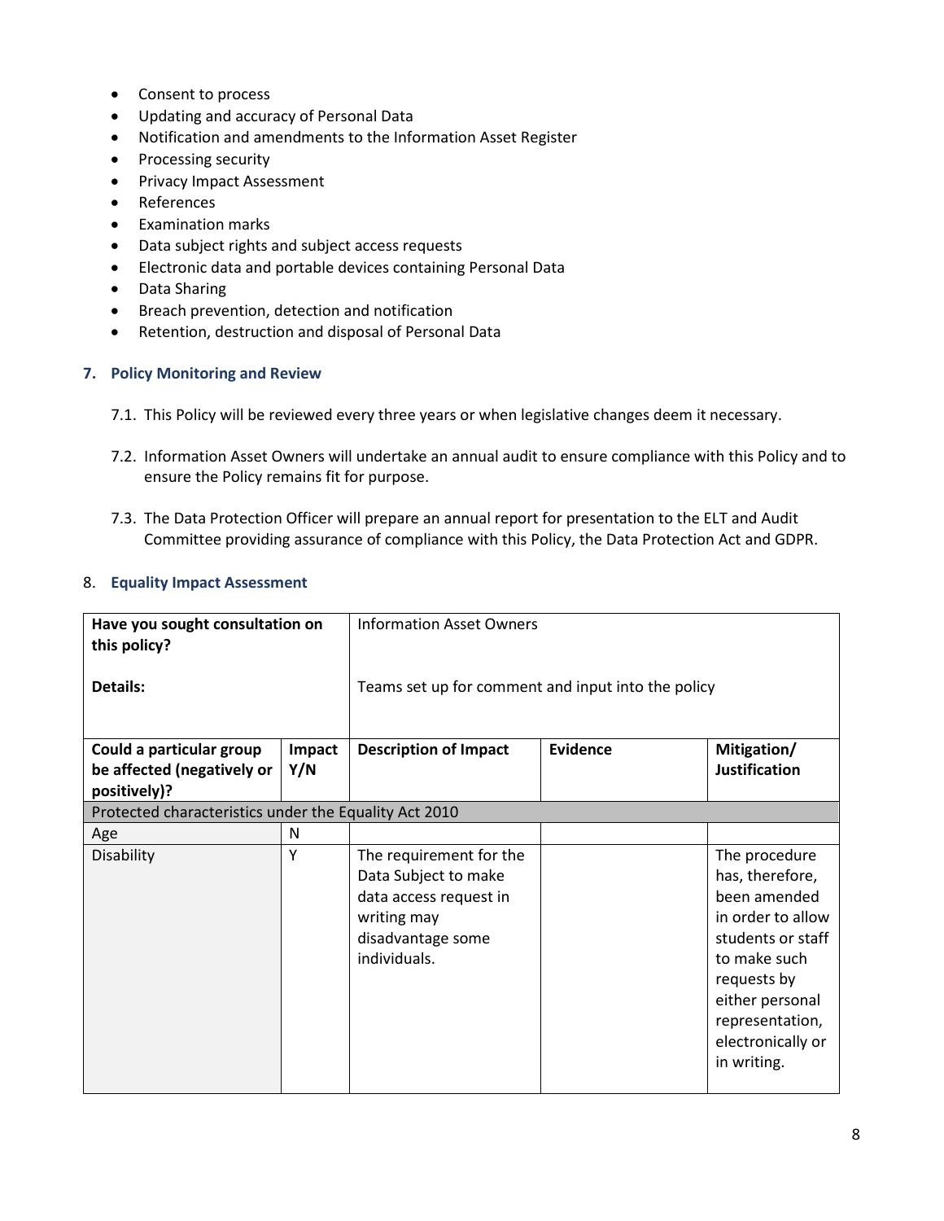- Consent to process
- Updating and accuracy of Personal Data
- Notification and amendments to the Information Asset Register
- Processing security
- Privacy Impact Assessment
- References
- Examination marks
- Data subject rights and subject access requests
- Electronic data and portable devices containing Personal Data
- Data Sharing
- Breach prevention, detection and notification
- Retention, destruction and disposal of Personal Data

## 7. Policy Monitoring and Review

7.1. This Policy will be reviewed every three years or when legislative changes deem it necessary.

7.2. Information Asset Owners will undertake an annual audit to ensure compliance with this Policy and to ensure the Policy remains fit for purpose.

7.3. The Data Protection Officer will prepare an annual report for presentation to the ELT and Audit Committee providing assurance of compliance with this Policy, the Data Protection Act and GDPR.

## 8. Equality Impact Assessment

| **Have you sought consultation on this policy?** | | Information Asset Owners | | |
|---|---|---|---|---|
| **Details:** | | Teams set up for comment and input into the policy | | |
| **Could a particular group be affected (negatively or positively)?** | **Impact Y/N** | **Description of Impact** | **Evidence** | **Mitigation/ Justification** |
| Protected characteristics under the Equality Act 2010 | | | | |
| Age | N | | | |
| Disability | Y | The requirement for the Data Subject to make data access request in writing may disadvantage some individuals. | | The procedure has, therefore, been amended in order to allow students or staff to make such requests by either personal representation, electronically or in writing. |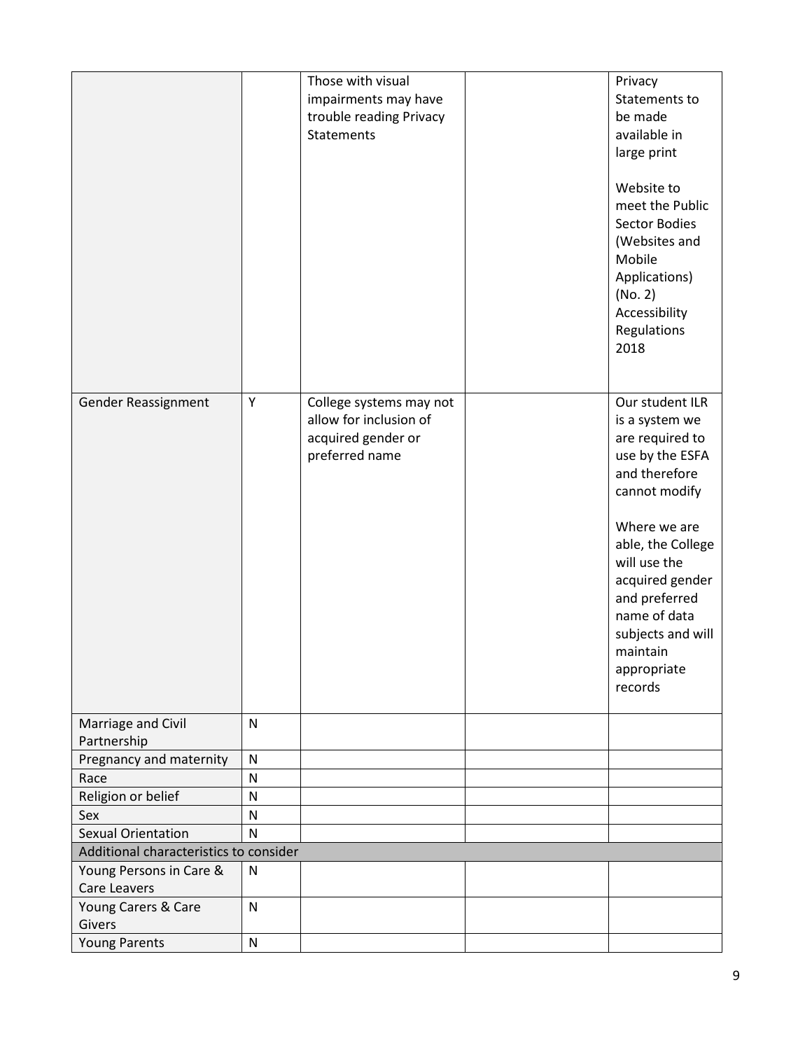| | | | | |
|---|---|---|---|---|
| | | Those with visual impairments may have trouble reading Privacy Statements | | Privacy Statements to be made available in large print<br><br>Website to meet the Public Sector Bodies (Websites and Mobile Applications) (No. 2) Accessibility Regulations 2018 |
| Gender Reassignment | Y | College systems may not allow for inclusion of acquired gender or preferred name | | Our student ILR is a system we are required to use by the ESFA and therefore cannot modify<br><br>Where we are able, the College will use the acquired gender and preferred name of data subjects and will maintain appropriate records |
| Marriage and Civil Partnership | N | | | |
| Pregnancy and maternity | N | | | |
| Race | N | | | |
| Religion or belief | N | | | |
| Sex | N | | | |
| Sexual Orientation | N | | | |
| Additional characteristics to consider | | | | |
| Young Persons in Care & Care Leavers | N | | | |
| Young Carers & Care Givers | N | | | |
| Young Parents | N | | | |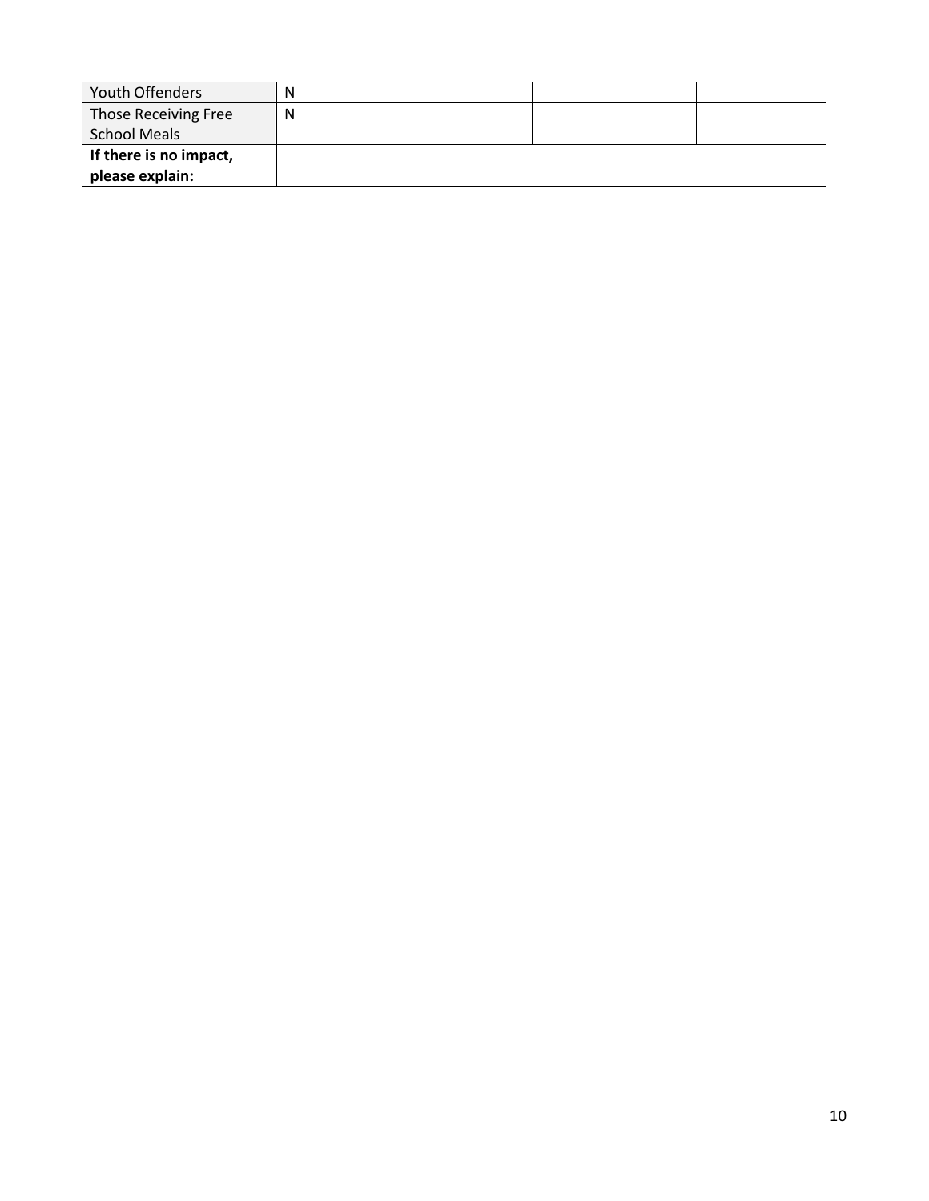| | | | | |
|---|---|---|---|---|
| Youth Offenders | N | | | |
| Those Receiving Free School Meals | N | | | |
| **If there is no impact, please explain:** | | | | |